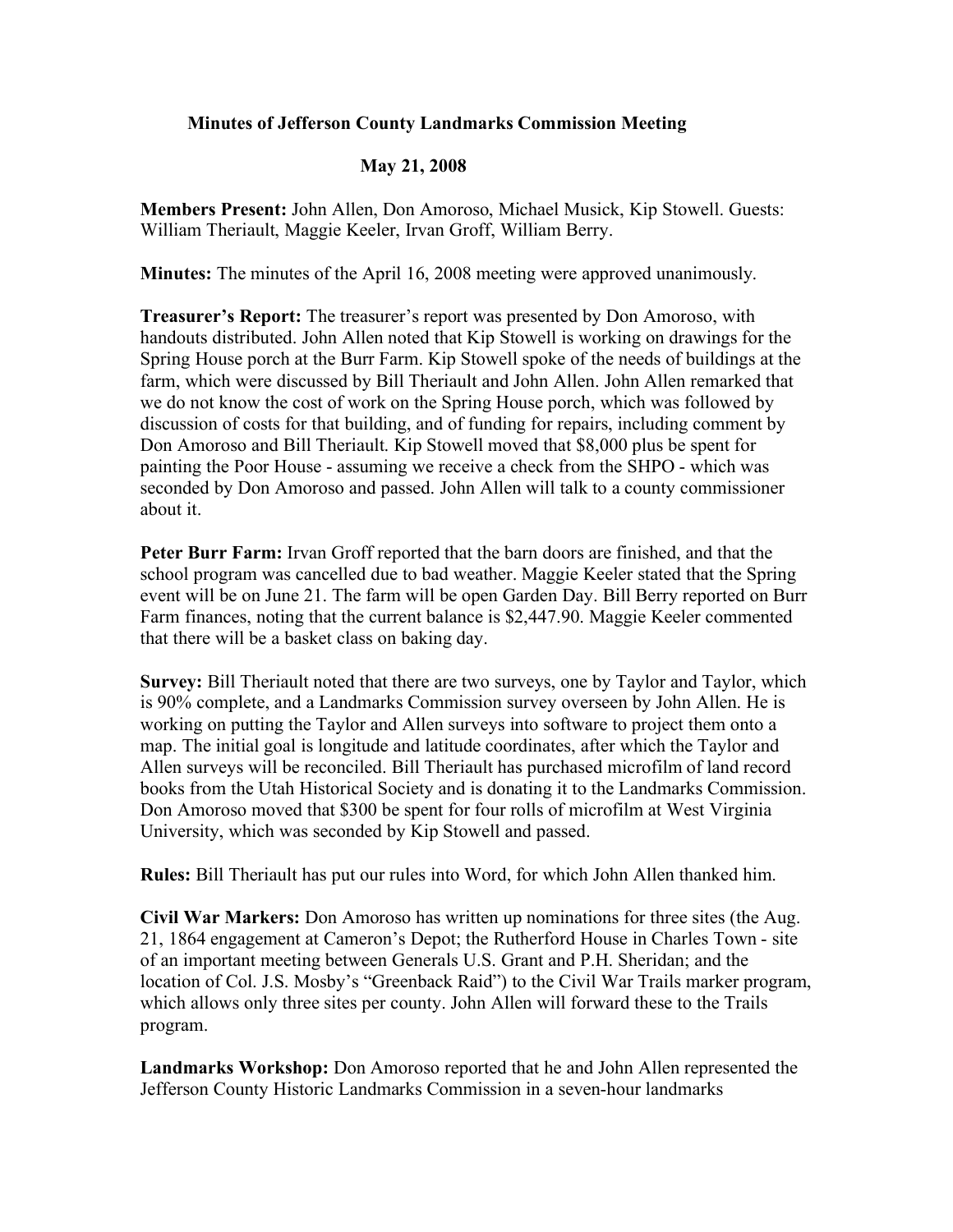# Minutes of Jefferson County Landmarks Commission Meeting

## May 21, 2008

**Members Present:** John Allen, Don Amoroso, Michael Musick, Kip Stowell. Guests: William Theriault, Maggie Keeler, Irvan Groff, William Berry.

**Minutes:** The minutes of the April 16, 2008 meeting were approved unanimously.

**Treasurer's Report:** The treasurer's report was presented by Don Amoroso, with handouts distributed. John Allen noted that Kip Stowell is working on drawings for the Spring House porch at the Burr Farm. Kip Stowell spoke of the needs of buildings at the farm, which were discussed by Bill Theriault and John Allen. John Allen remarked that we do not know the cost of work on the Spring House porch, which was followed by discussion of costs for that building, and of funding for repairs, including comment by Don Amoroso and Bill Theriault. Kip Stowell moved that $8,000 plus be spent for painting the Poor House - assuming we receive a check from the SHPO - which was seconded by Don Amoroso and passed. John Allen will talk to a county commissioner about it.

**Peter Burr Farm:** Irvan Groff reported that the barn doors are finished, and that the school program was cancelled due to bad weather. Maggie Keeler stated that the Spring event will be on June 21. The farm will be open Garden Day. Bill Berry reported on Burr Farm finances, noting that the current balance is $2,447.90. Maggie Keeler commented that there will be a basket class on baking day.

**Survey:** Bill Theriault noted that there are two surveys, one by Taylor and Taylor, which is 90% complete, and a Landmarks Commission survey overseen by John Allen. He is working on putting the Taylor and Allen surveys into software to project them onto a map. The initial goal is longitude and latitude coordinates, after which the Taylor and Allen surveys will be reconciled. Bill Theriault has purchased microfilm of land record books from the Utah Historical Society and is donating it to the Landmarks Commission. Don Amoroso moved that $300 be spent for four rolls of microfilm at West Virginia University, which was seconded by Kip Stowell and passed.

**Rules:** Bill Theriault has put our rules into Word, for which John Allen thanked him.

**Civil War Markers:** Don Amoroso has written up nominations for three sites (the Aug. 21, 1864 engagement at Cameron's Depot; the Rutherford House in Charles Town - site of an important meeting between Generals U.S. Grant and P.H. Sheridan; and the location of Col. J.S. Mosby's "Greenback Raid") to the Civil War Trails marker program, which allows only three sites per county. John Allen will forward these to the Trails program.

**Landmarks Workshop:** Don Amoroso reported that he and John Allen represented the Jefferson County Historic Landmarks Commission in a seven-hour landmarks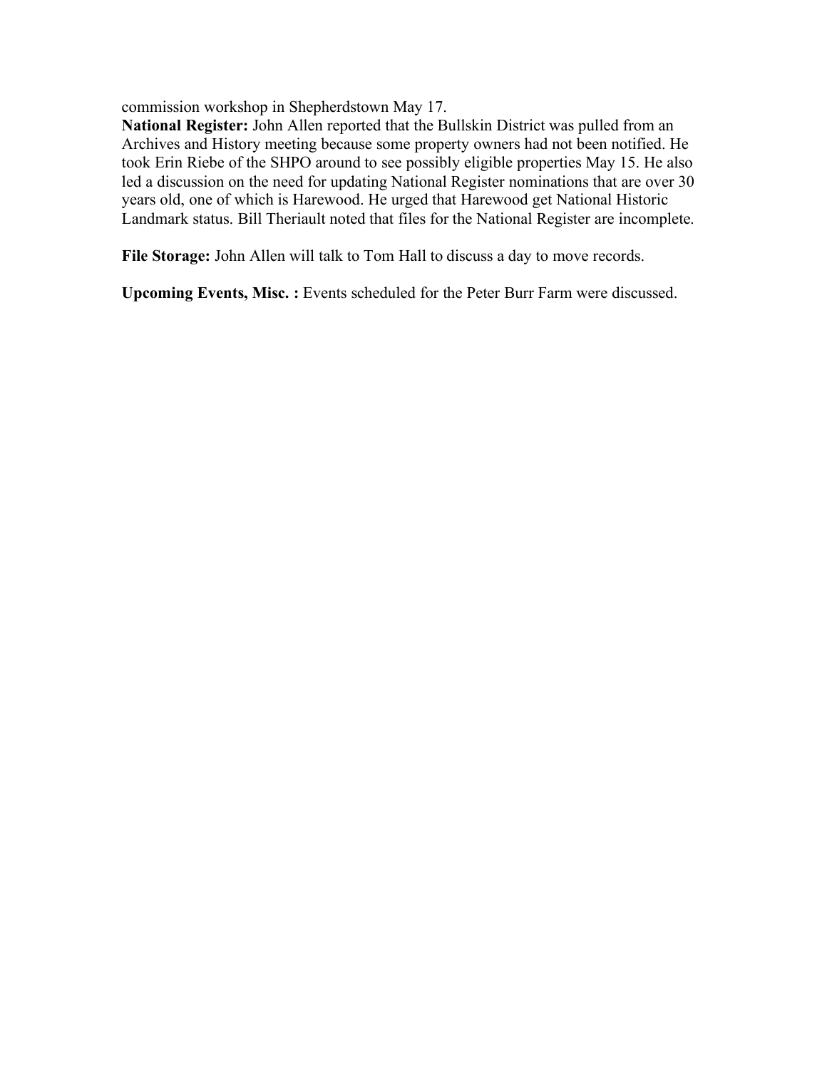commission workshop in Shepherdstown May 17.

**National Register:** John Allen reported that the Bullskin District was pulled from an Archives and History meeting because some property owners had not been notified. He took Erin Riebe of the SHPO around to see possibly eligible properties May 15. He also led a discussion on the need for updating National Register nominations that are over 30 years old, one of which is Harewood. He urged that Harewood get National Historic Landmark status. Bill Theriault noted that files for the National Register are incomplete.

**File Storage:** John Allen will talk to Tom Hall to discuss a day to move records.

**Upcoming Events, Misc. :** Events scheduled for the Peter Burr Farm were discussed.